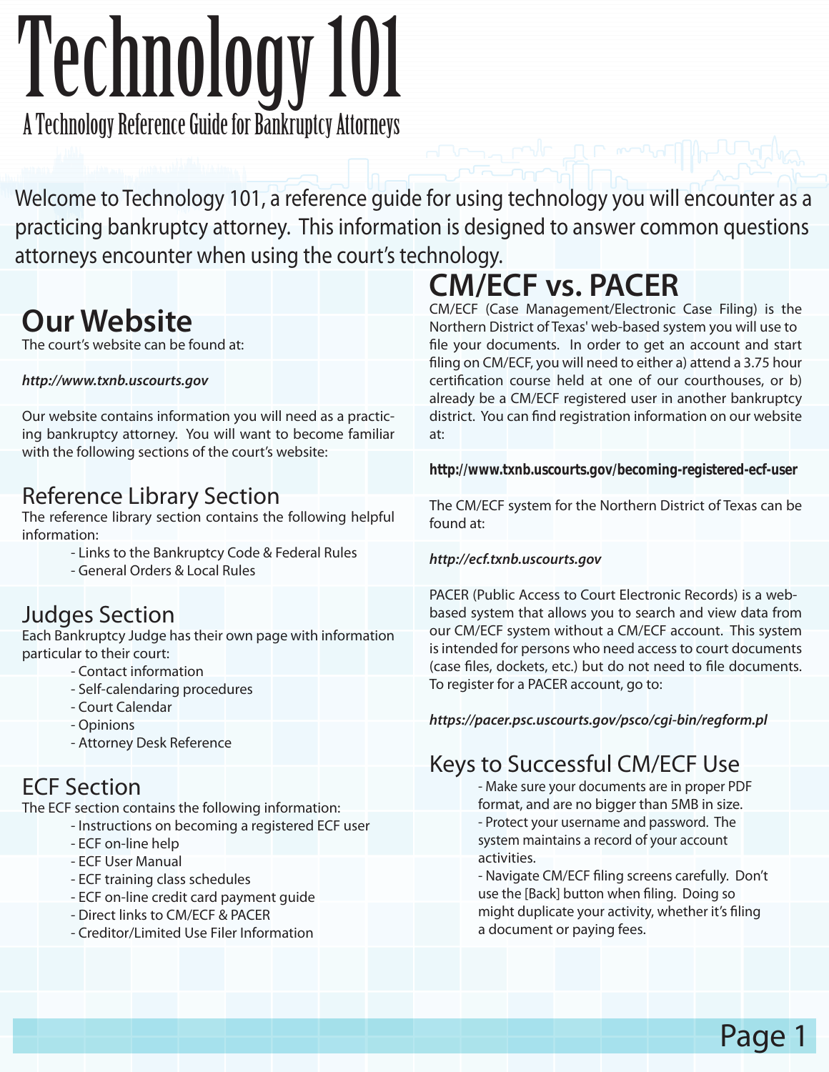# Technology 101

A Technology Reference Guide for Bankruptcy Attorneys

Welcome to Technology 101, a reference guide for using technology you will encounter as a practicing bankruptcy attorney. This information is designed to answer common questions attorneys encounter when using the court's technology.

## Our Website

The court's website can be found at:

***http://www.txnb.uscourts.gov***

Our website contains information you will need as a practicing bankruptcy attorney. You will want to become familiar with the following sections of the court's website:

### Reference Library Section

The reference library section contains the following helpful information:

- Links to the Bankruptcy Code & Federal Rules
- General Orders & Local Rules

### Judges Section

Each Bankruptcy Judge has their own page with information particular to their court:

- Contact information
- Self-calendaring procedures
- Court Calendar
- Opinions
- Attorney Desk Reference

### ECF Section

The ECF section contains the following information:

- Instructions on becoming a registered ECF user
- ECF on-line help
- ECF User Manual
- ECF training class schedules
- ECF on-line credit card payment guide
- Direct links to CM/ECF & PACER
- Creditor/Limited Use Filer Information

## CM/ECF vs. PACER

CM/ECF (Case Management/Electronic Case Filing) is the Northern District of Texas' web-based system you will use to file your documents. In order to get an account and start filing on CM/ECF, you will need to either a) attend a 3.75 hour certification course held at one of our courthouses, or b) already be a CM/ECF registered user in another bankruptcy district. You can find registration information on our website at:

**http://www.txnb.uscourts.gov/becoming-registered-ecf-user**

The CM/ECF system for the Northern District of Texas can be found at:

***http://ecf.txnb.uscourts.gov***

PACER (Public Access to Court Electronic Records) is a web-based system that allows you to search and view data from our CM/ECF system without a CM/ECF account. This system is intended for persons who need access to court documents (case files, dockets, etc.) but do not need to file documents. To register for a PACER account, go to:

***https://pacer.psc.uscourts.gov/psco/cgi-bin/regform.pl***

### Keys to Successful CM/ECF Use

- Make sure your documents are in proper PDF format, and are no bigger than 5MB in size.
- Protect your username and password. The system maintains a record of your account activities.
- Navigate CM/ECF filing screens carefully. Don't use the [Back] button when filing. Doing so might duplicate your activity, whether it's filing a document or paying fees.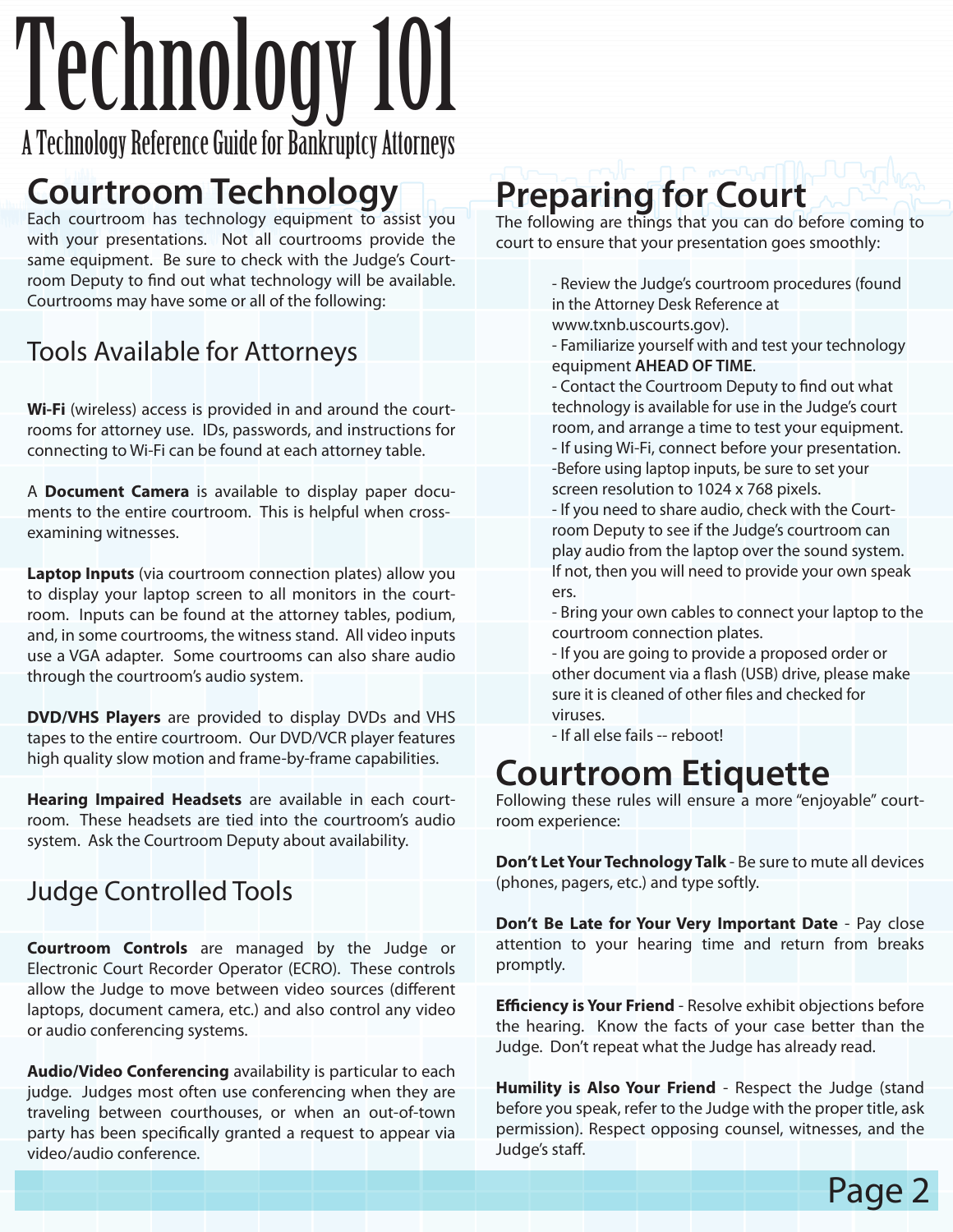# Technology 101

A Technology Reference Guide for Bankruptcy Attorneys

## Courtroom Technology

Each courtroom has technology equipment to assist you with your presentations. Not all courtrooms provide the same equipment. Be sure to check with the Judge's Courtroom Deputy to find out what technology will be available. Courtrooms may have some or all of the following:

### Tools Available for Attorneys

**Wi-Fi** (wireless) access is provided in and around the courtrooms for attorney use. IDs, passwords, and instructions for connecting to Wi-Fi can be found at each attorney table.

A **Document Camera** is available to display paper documents to the entire courtroom. This is helpful when cross-examining witnesses.

**Laptop Inputs** (via courtroom connection plates) allow you to display your laptop screen to all monitors in the courtroom. Inputs can be found at the attorney tables, podium, and, in some courtrooms, the witness stand. All video inputs use a VGA adapter. Some courtrooms can also share audio through the courtroom's audio system.

**DVD/VHS Players** are provided to display DVDs and VHS tapes to the entire courtroom. Our DVD/VCR player features high quality slow motion and frame-by-frame capabilities.

**Hearing Impaired Headsets** are available in each courtroom. These headsets are tied into the courtroom's audio system. Ask the Courtroom Deputy about availability.

### Judge Controlled Tools

**Courtroom Controls** are managed by the Judge or Electronic Court Recorder Operator (ECRO). These controls allow the Judge to move between video sources (different laptops, document camera, etc.) and also control any video or audio conferencing systems.

**Audio/Video Conferencing** availability is particular to each judge. Judges most often use conferencing when they are traveling between courthouses, or when an out-of-town party has been specifically granted a request to appear via video/audio conference.

## Preparing for Court

The following are things that you can do before coming to court to ensure that your presentation goes smoothly:

- Review the Judge's courtroom procedures (found in the Attorney Desk Reference at www.txnb.uscourts.gov).
- Familiarize yourself with and test your technology equipment **AHEAD OF TIME**.
- Contact the Courtroom Deputy to find out what technology is available for use in the Judge's court room, and arrange a time to test your equipment.
- If using Wi-Fi, connect before your presentation.
- Before using laptop inputs, be sure to set your screen resolution to 1024 x 768 pixels.
- If you need to share audio, check with the Courtroom Deputy to see if the Judge's courtroom can play audio from the laptop over the sound system. If not, then you will need to provide your own speakers.
- Bring your own cables to connect your laptop to the courtroom connection plates.
- If you are going to provide a proposed order or other document via a flash (USB) drive, please make sure it is cleaned of other files and checked for viruses.
- If all else fails -- reboot!

## Courtroom Etiquette

Following these rules will ensure a more "enjoyable" courtroom experience:

**Don't Let Your Technology Talk** - Be sure to mute all devices (phones, pagers, etc.) and type softly.

**Don't Be Late for Your Very Important Date** - Pay close attention to your hearing time and return from breaks promptly.

**Efficiency is Your Friend** - Resolve exhibit objections before the hearing. Know the facts of your case better than the Judge. Don't repeat what the Judge has already read.

**Humility is Also Your Friend** - Respect the Judge (stand before you speak, refer to the Judge with the proper title, ask permission). Respect opposing counsel, witnesses, and the Judge's staff.